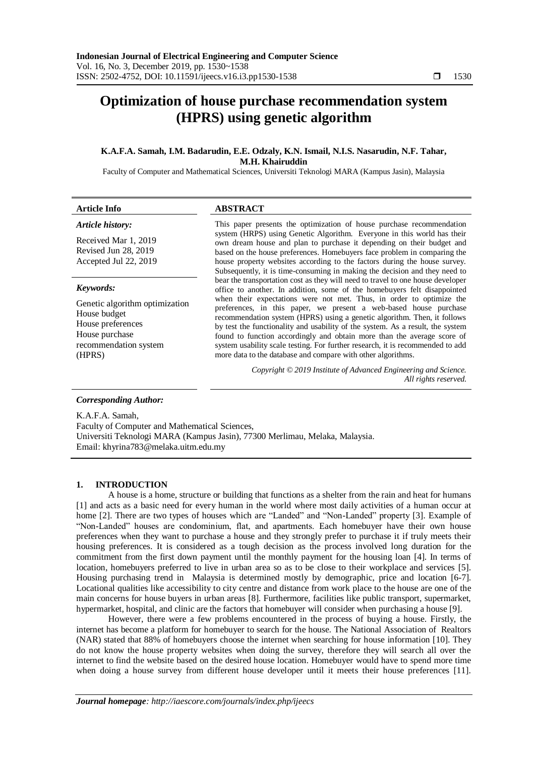# Optimization of house purchase recommendation system (HPRS) using genetic algorithm

**K.A.F.A. Samah, I.M. Badarudin, E.E. Odzaly, K.N. Ismail, N.I.S. Nasarudin, N.F. Tahar, M.H. Khairuddin**

Faculty of Computer and Mathematical Sciences, Universiti Teknologi MARA (Kampus Jasin), Malaysia

**Article Info**

***Article history:***

Received Mar 1, 2019
Revised Jun 28, 2019
Accepted Jul 22, 2019

***Keywords:***

Genetic algorithm optimization
House budget
House preferences
House purchase recommendation system (HPRS)

**ABSTRACT**

This paper presents the optimization of house purchase recommendation system (HRPS) using Genetic Algorithm. Everyone in this world has their own dream house and plan to purchase it depending on their budget and based on the house preferences. Homebuyers face problem in comparing the house property websites according to the factors during the house survey. Subsequently, it is time-consuming in making the decision and they need to bear the transportation cost as they will need to travel to one house developer office to another. In addition, some of the homebuyers felt disappointed when their expectations were not met. Thus, in order to optimize the preferences, in this paper, we present a web-based house purchase recommendation system (HPRS) using a genetic algorithm. Then, it follows by test the functionality and usability of the system. As a result, the system found to function accordingly and obtain more than the average score of system usability scale testing. For further research, it is recommended to add more data to the database and compare with other algorithms.

*Copyright © 2019 Institute of Advanced Engineering and Science. All rights reserved.*

***Corresponding Author:***

K.A.F.A. Samah,
Faculty of Computer and Mathematical Sciences,
Universiti Teknologi MARA (Kampus Jasin), 77300 Merlimau, Melaka, Malaysia.
Email: khyrina783@melaka.uitm.edu.my

## 1. INTRODUCTION

A house is a home, structure or building that functions as a shelter from the rain and heat for humans [1] and acts as a basic need for every human in the world where most daily activities of a human occur at home [2]. There are two types of houses which are "Landed" and "Non-Landed" property [3]. Example of "Non-Landed" houses are condominium, flat, and apartments. Each homebuyer have their own house preferences when they want to purchase a house and they strongly prefer to purchase it if truly meets their housing preferences. It is considered as a tough decision as the process involved long duration for the commitment from the first down payment until the monthly payment for the housing loan [4]. In terms of location, homebuyers preferred to live in urban area so as to be close to their workplace and services [5]. Housing purchasing trend in Malaysia is determined mostly by demographic, price and location [6-7]. Locational qualities like accessibility to city centre and distance from work place to the house are one of the main concerns for house buyers in urban areas [8]. Furthermore, facilities like public transport, supermarket, hypermarket, hospital, and clinic are the factors that homebuyer will consider when purchasing a house [9].

However, there were a few problems encountered in the process of buying a house. Firstly, the internet has become a platform for homebuyer to search for the house. The National Association of Realtors (NAR) stated that 88% of homebuyers choose the internet when searching for house information [10]. They do not know the house property websites when doing the survey, therefore they will search all over the internet to find the website based on the desired house location. Homebuyer would have to spend more time when doing a house survey from different house developer until it meets their house preferences [11].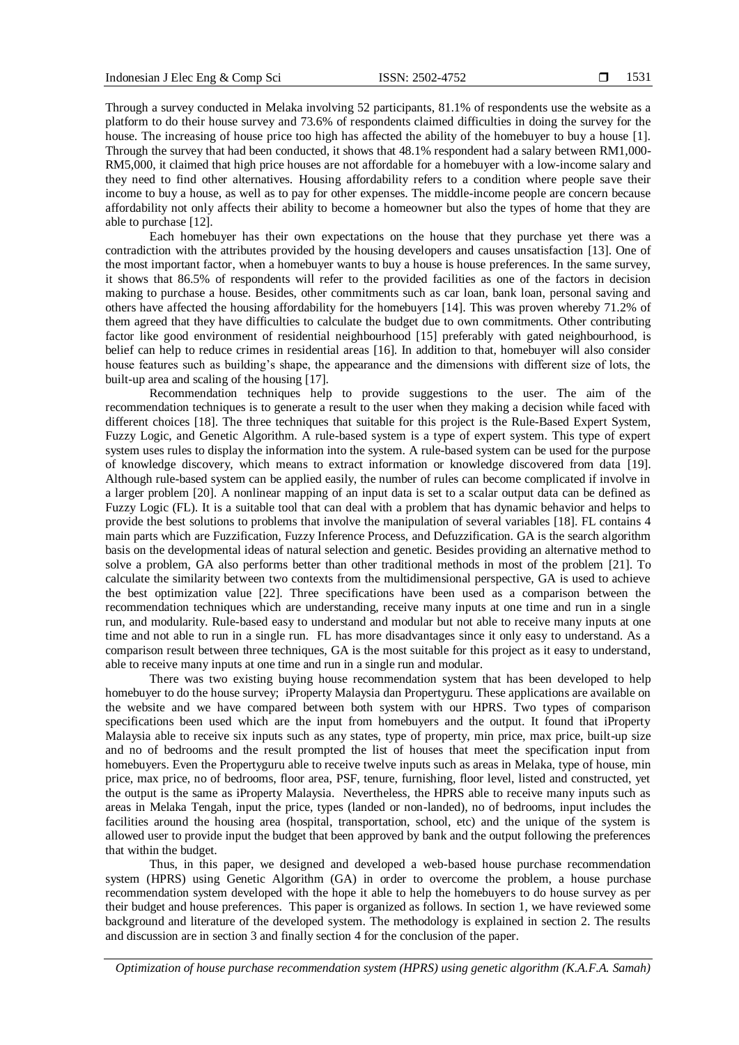Through a survey conducted in Melaka involving 52 participants, 81.1% of respondents use the website as a platform to do their house survey and 73.6% of respondents claimed difficulties in doing the survey for the house. The increasing of house price too high has affected the ability of the homebuyer to buy a house [1]. Through the survey that had been conducted, it shows that 48.1% respondent had a salary between RM1,000-RM5,000, it claimed that high price houses are not affordable for a homebuyer with a low-income salary and they need to find other alternatives. Housing affordability refers to a condition where people save their income to buy a house, as well as to pay for other expenses. The middle-income people are concern because affordability not only affects their ability to become a homeowner but also the types of home that they are able to purchase [12].

Each homebuyer has their own expectations on the house that they purchase yet there was a contradiction with the attributes provided by the housing developers and causes unsatisfaction [13]. One of the most important factor, when a homebuyer wants to buy a house is house preferences. In the same survey, it shows that 86.5% of respondents will refer to the provided facilities as one of the factors in decision making to purchase a house. Besides, other commitments such as car loan, bank loan, personal saving and others have affected the housing affordability for the homebuyers [14]. This was proven whereby 71.2% of them agreed that they have difficulties to calculate the budget due to own commitments. Other contributing factor like good environment of residential neighbourhood [15] preferably with gated neighbourhood, is belief can help to reduce crimes in residential areas [16]. In addition to that, homebuyer will also consider house features such as building's shape, the appearance and the dimensions with different size of lots, the built-up area and scaling of the housing [17].

Recommendation techniques help to provide suggestions to the user. The aim of the recommendation techniques is to generate a result to the user when they making a decision while faced with different choices [18]. The three techniques that suitable for this project is the Rule-Based Expert System, Fuzzy Logic, and Genetic Algorithm. A rule-based system is a type of expert system. This type of expert system uses rules to display the information into the system. A rule-based system can be used for the purpose of knowledge discovery, which means to extract information or knowledge discovered from data [19]. Although rule-based system can be applied easily, the number of rules can become complicated if involve in a larger problem [20]. A nonlinear mapping of an input data is set to a scalar output data can be defined as Fuzzy Logic (FL). It is a suitable tool that can deal with a problem that has dynamic behavior and helps to provide the best solutions to problems that involve the manipulation of several variables [18]. FL contains 4 main parts which are Fuzzification, Fuzzy Inference Process, and Defuzzification. GA is the search algorithm basis on the developmental ideas of natural selection and genetic. Besides providing an alternative method to solve a problem, GA also performs better than other traditional methods in most of the problem [21]. To calculate the similarity between two contexts from the multidimensional perspective, GA is used to achieve the best optimization value [22]. Three specifications have been used as a comparison between the recommendation techniques which are understanding, receive many inputs at one time and run in a single run, and modularity. Rule-based easy to understand and modular but not able to receive many inputs at one time and not able to run in a single run. FL has more disadvantages since it only easy to understand. As a comparison result between three techniques, GA is the most suitable for this project as it easy to understand, able to receive many inputs at one time and run in a single run and modular.

There was two existing buying house recommendation system that has been developed to help homebuyer to do the house survey; iProperty Malaysia dan Propertyguru. These applications are available on the website and we have compared between both system with our HPRS. Two types of comparison specifications been used which are the input from homebuyers and the output. It found that iProperty Malaysia able to receive six inputs such as any states, type of property, min price, max price, built-up size and no of bedrooms and the result prompted the list of houses that meet the specification input from homebuyers. Even the Propertyguru able to receive twelve inputs such as areas in Melaka, type of house, min price, max price, no of bedrooms, floor area, PSF, tenure, furnishing, floor level, listed and constructed, yet the output is the same as iProperty Malaysia. Nevertheless, the HPRS able to receive many inputs such as areas in Melaka Tengah, input the price, types (landed or non-landed), no of bedrooms, input includes the facilities around the housing area (hospital, transportation, school, etc) and the unique of the system is allowed user to provide input the budget that been approved by bank and the output following the preferences that within the budget.

Thus, in this paper, we designed and developed a web-based house purchase recommendation system (HPRS) using Genetic Algorithm (GA) in order to overcome the problem, a house purchase recommendation system developed with the hope it able to help the homebuyers to do house survey as per their budget and house preferences. This paper is organized as follows. In section 1, we have reviewed some background and literature of the developed system. The methodology is explained in section 2. The results and discussion are in section 3 and finally section 4 for the conclusion of the paper.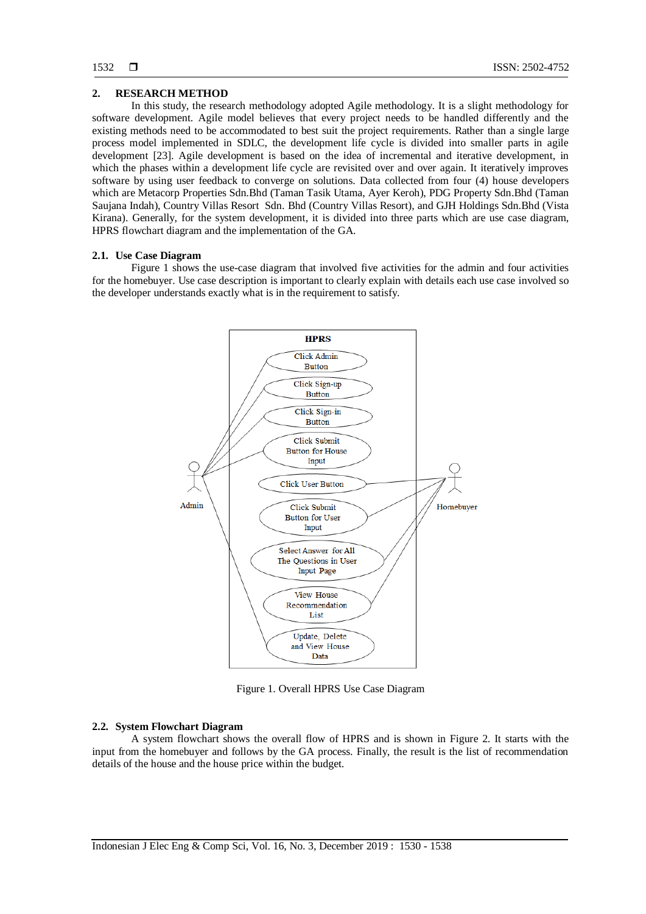## 2. RESEARCH METHOD

In this study, the research methodology adopted Agile methodology. It is a slight methodology for software development. Agile model believes that every project needs to be handled differently and the existing methods need to be accommodated to best suit the project requirements. Rather than a single large process model implemented in SDLC, the development life cycle is divided into smaller parts in agile development [23]. Agile development is based on the idea of incremental and iterative development, in which the phases within a development life cycle are revisited over and over again. It iteratively improves software by using user feedback to converge on solutions. Data collected from four (4) house developers which are Metacorp Properties Sdn.Bhd (Taman Tasik Utama, Ayer Keroh), PDG Property Sdn.Bhd (Taman Saujana Indah), Country Villas Resort Sdn. Bhd (Country Villas Resort), and GJH Holdings Sdn.Bhd (Vista Kirana). Generally, for the system development, it is divided into three parts which are use case diagram, HPRS flowchart diagram and the implementation of the GA.

### 2.1. Use Case Diagram

Figure 1 shows the use-case diagram that involved five activities for the admin and four activities for the homebuyer. Use case description is important to clearly explain with details each use case involved so the developer understands exactly what is in the requirement to satisfy.

Figure 1. Overall HPRS Use Case Diagram

### 2.2. System Flowchart Diagram

A system flowchart shows the overall flow of HPRS and is shown in Figure 2. It starts with the input from the homebuyer and follows by the GA process. Finally, the result is the list of recommendation details of the house and the house price within the budget.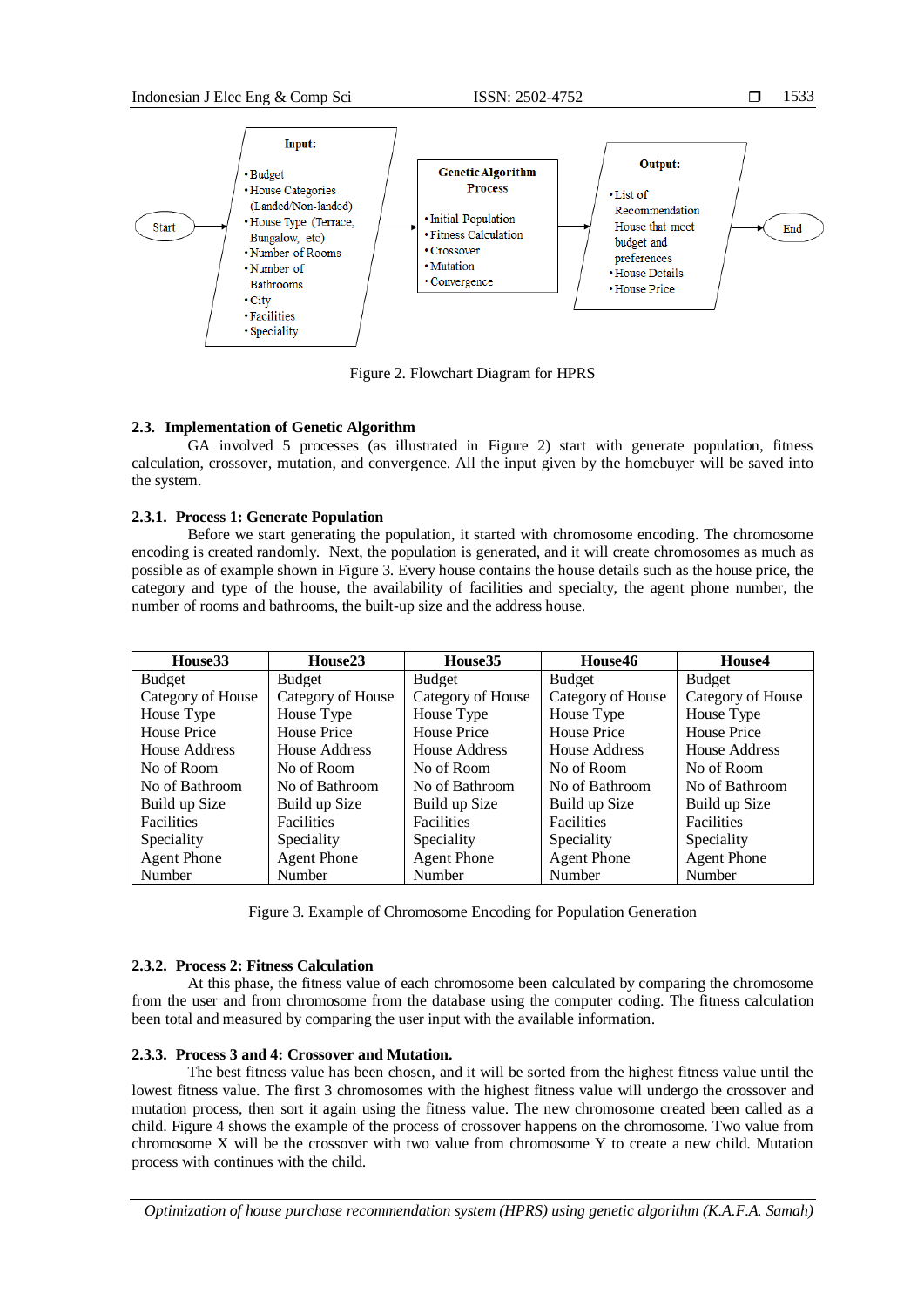Input:
- Budget
- House Categories (Landed/Non-landed)
- House Type (Terrace, Bungalow, etc)
- Number of Rooms
- Number of Bathrooms
- City
- Facilities
- Speciality

Genetic Algorithm Process
- Initial Population
- Fitness Calculation
- Crossover
- Mutation
- Convergence

Output:
- List of Recommendation House that meet budget and preferences
- House Details
- House Price

Start → Input → Genetic Algorithm Process → Output → End

Figure 2. Flowchart Diagram for HPRS

### 2.3. Implementation of Genetic Algorithm

GA involved 5 processes (as illustrated in Figure 2) start with generate population, fitness calculation, crossover, mutation, and convergence. All the input given by the homebuyer will be saved into the system.

#### 2.3.1. Process 1: Generate Population

Before we start generating the population, it started with chromosome encoding. The chromosome encoding is created randomly. Next, the population is generated, and it will create chromosomes as much as possible as of example shown in Figure 3. Every house contains the house details such as the house price, the category and type of the house, the availability of facilities and specialty, the agent phone number, the number of rooms and bathrooms, the built-up size and the address house.

| House33 | House23 | House35 | House46 | House4 |
|---|---|---|---|---|
| Budget<br>Category of House<br>House Type<br>House Price<br>House Address<br>No of Room<br>No of Bathroom<br>Build up Size<br>Facilities<br>Speciality<br>Agent Phone Number | Budget<br>Category of House<br>House Type<br>House Price<br>House Address<br>No of Room<br>No of Bathroom<br>Build up Size<br>Facilities<br>Speciality<br>Agent Phone Number | Budget<br>Category of House<br>House Type<br>House Price<br>House Address<br>No of Room<br>No of Bathroom<br>Build up Size<br>Facilities<br>Speciality<br>Agent Phone Number | Budget<br>Category of House<br>House Type<br>House Price<br>House Address<br>No of Room<br>No of Bathroom<br>Build up Size<br>Facilities<br>Speciality<br>Agent Phone Number | Budget<br>Category of House<br>House Type<br>House Price<br>House Address<br>No of Room<br>No of Bathroom<br>Build up Size<br>Facilities<br>Speciality<br>Agent Phone Number |

Figure 3. Example of Chromosome Encoding for Population Generation

#### 2.3.2. Process 2: Fitness Calculation

At this phase, the fitness value of each chromosome been calculated by comparing the chromosome from the user and from chromosome from the database using the computer coding. The fitness calculation been total and measured by comparing the user input with the available information.

#### 2.3.3. Process 3 and 4: Crossover and Mutation.

The best fitness value has been chosen, and it will be sorted from the highest fitness value until the lowest fitness value. The first 3 chromosomes with the highest fitness value will undergo the crossover and mutation process, then sort it again using the fitness value. The new chromosome created been called as a child. Figure 4 shows the example of the process of crossover happens on the chromosome. Two value from chromosome X will be the crossover with two value from chromosome Y to create a new child. Mutation process with continues with the child.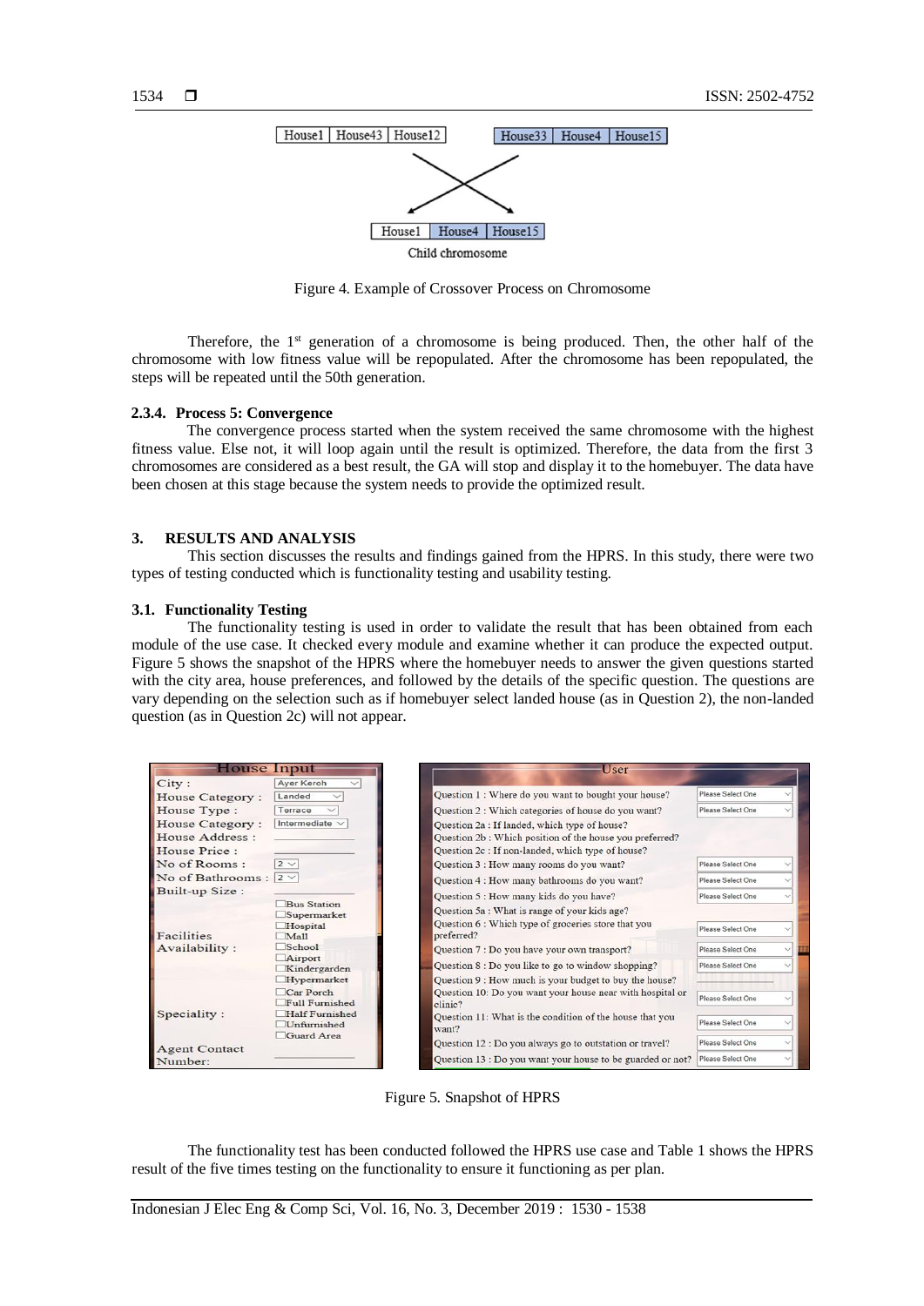Figure 4. Example of Crossover Process on Chromosome

Therefore, the 1st generation of a chromosome is being produced. Then, the other half of the chromosome with low fitness value will be repopulated. After the chromosome has been repopulated, the steps will be repeated until the 50th generation.

#### 2.3.4. Process 5: Convergence

The convergence process started when the system received the same chromosome with the highest fitness value. Else not, it will loop again until the result is optimized. Therefore, the data from the first 3 chromosomes are considered as a best result, the GA will stop and display it to the homebuyer. The data have been chosen at this stage because the system needs to provide the optimized result.

## 3. RESULTS AND ANALYSIS

This section discusses the results and findings gained from the HPRS. In this study, there were two types of testing conducted which is functionality testing and usability testing.

### 3.1. Functionality Testing

The functionality testing is used in order to validate the result that has been obtained from each module of the use case. It checked every module and examine whether it can produce the expected output. Figure 5 shows the snapshot of the HPRS where the homebuyer needs to answer the given questions started with the city area, house preferences, and followed by the details of the specific question. The questions are vary depending on the selection such as if homebuyer select landed house (as in Question 2), the non-landed question (as in Question 2c) will not appear.

Figure 5. Snapshot of HPRS

The functionality test has been conducted followed the HPRS use case and Table 1 shows the HPRS result of the five times testing on the functionality to ensure it functioning as per plan.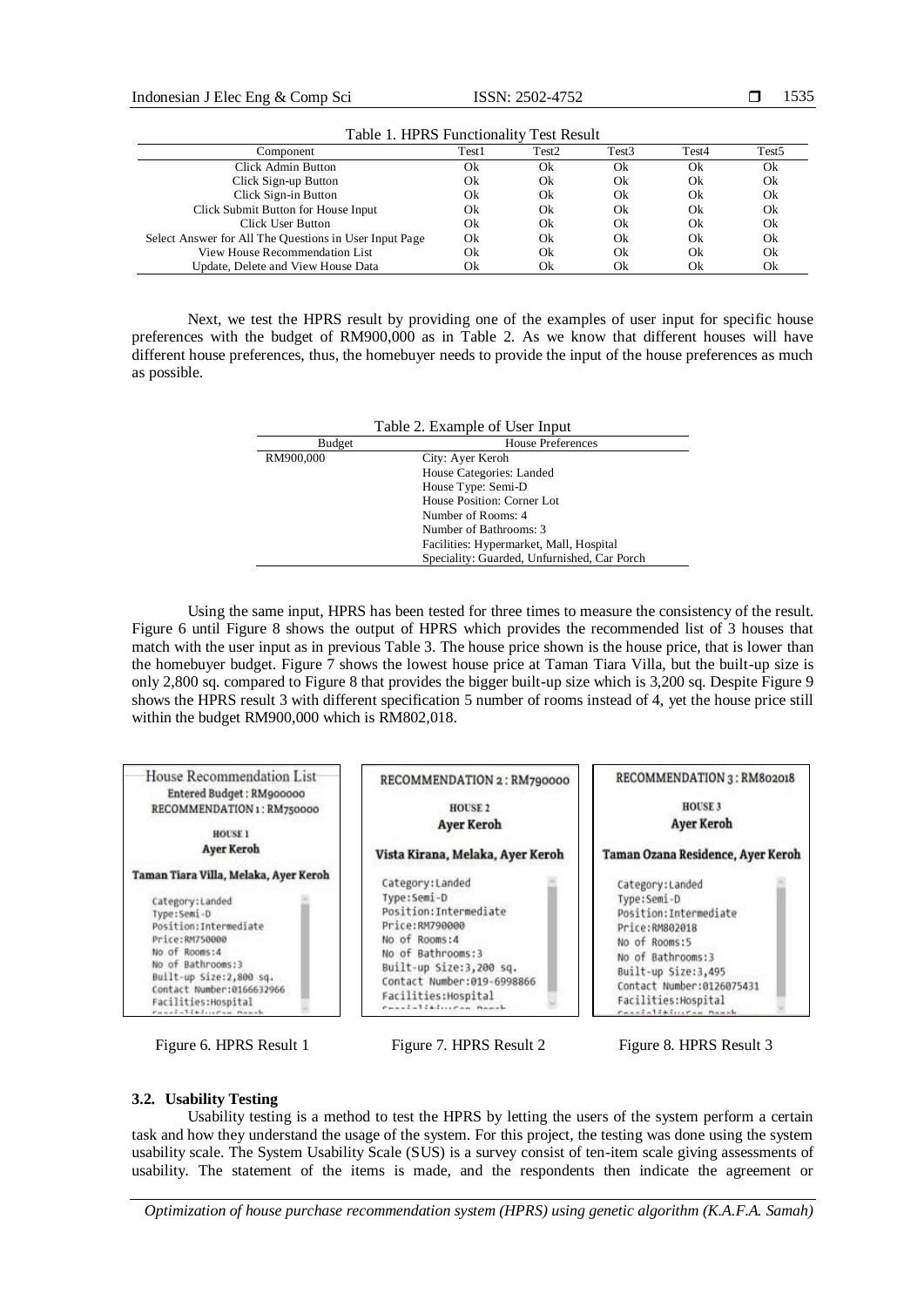Table 1. HPRS Functionality Test Result

| Component | Test1 | Test2 | Test3 | Test4 | Test5 |
|---|---|---|---|---|---|
| Click Admin Button | Ok | Ok | Ok | Ok | Ok |
| Click Sign-up Button | Ok | Ok | Ok | Ok | Ok |
| Click Sign-in Button | Ok | Ok | Ok | Ok | Ok |
| Click Submit Button for House Input | Ok | Ok | Ok | Ok | Ok |
| Click User Button | Ok | Ok | Ok | Ok | Ok |
| Select Answer for All The Questions in User Input Page | Ok | Ok | Ok | Ok | Ok |
| View House Recommendation List | Ok | Ok | Ok | Ok | Ok |
| Update, Delete and View House Data | Ok | Ok | Ok | Ok | Ok |

Next, we test the HPRS result by providing one of the examples of user input for specific house preferences with the budget of RM900,000 as in Table 2. As we know that different houses will have different house preferences, thus, the homebuyer needs to provide the input of the house preferences as much as possible.

Table 2. Example of User Input

| Budget | House Preferences |
|---|---|
| RM900,000 | City: Ayer Keroh<br>House Categories: Landed<br>House Type: Semi-D<br>House Position: Corner Lot<br>Number of Rooms: 4<br>Number of Bathrooms: 3<br>Facilities: Hypermarket, Mall, Hospital<br>Speciality: Guarded, Unfurnished, Car Porch |

Using the same input, HPRS has been tested for three times to measure the consistency of the result. Figure 6 until Figure 8 shows the output of HPRS which provides the recommended list of 3 houses that match with the user input as in previous Table 3. The house price shown is the house price, that is lower than the homebuyer budget. Figure 7 shows the lowest house price at Taman Tiara Villa, but the built-up size is only 2,800 sq. compared to Figure 8 that provides the bigger built-up size which is 3,200 sq. Despite Figure 9 shows the HPRS result 3 with different specification 5 number of rooms instead of 4, yet the house price still within the budget RM900,000 which is RM802,018.

Figure 6. HPRS Result 1

Figure 7. HPRS Result 2

Figure 8. HPRS Result 3

### 3.2. Usability Testing

Usability testing is a method to test the HPRS by letting the users of the system perform a certain task and how they understand the usage of the system. For this project, the testing was done using the system usability scale. The System Usability Scale (SUS) is a survey consist of ten-item scale giving assessments of usability. The statement of the items is made, and the respondents then indicate the agreement or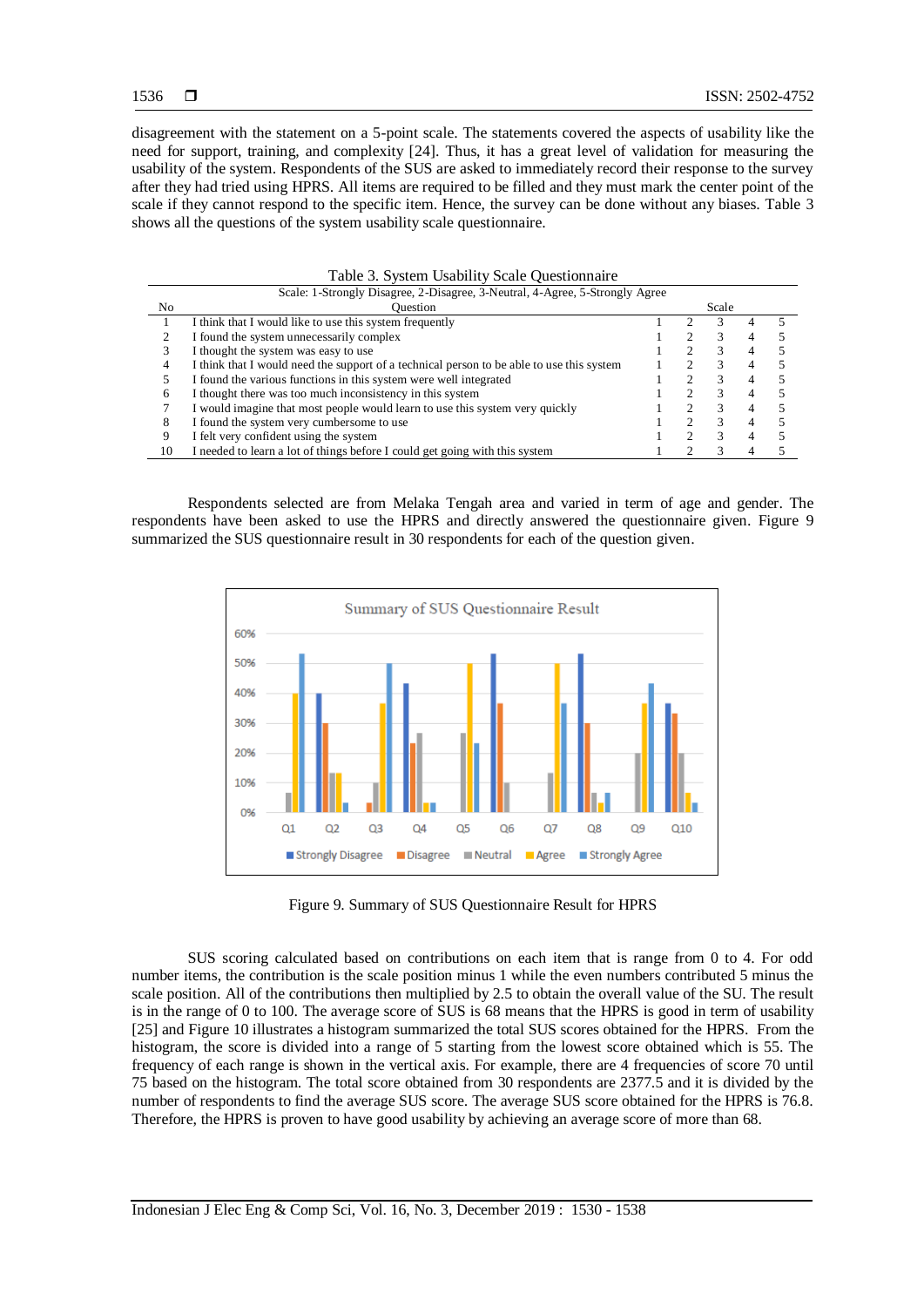disagreement with the statement on a 5-point scale. The statements covered the aspects of usability like the need for support, training, and complexity [24]. Thus, it has a great level of validation for measuring the usability of the system. Respondents of the SUS are asked to immediately record their response to the survey after they had tried using HPRS. All items are required to be filled and they must mark the center point of the scale if they cannot respond to the specific item. Hence, the survey can be done without any biases. Table 3 shows all the questions of the system usability scale questionnaire.

Table 3. System Usability Scale Questionnaire

Scale: 1-Strongly Disagree, 2-Disagree, 3-Neutral, 4-Agree, 5-Strongly Agree

| No | Question | Scale | | | | |
|---|---|---|---|---|---|---|
| 1 | I think that I would like to use this system frequently | 1 | 2 | 3 | 4 | 5 |
| 2 | I found the system unnecessarily complex | 1 | 2 | 3 | 4 | 5 |
| 3 | I thought the system was easy to use | 1 | 2 | 3 | 4 | 5 |
| 4 | I think that I would need the support of a technical person to be able to use this system | 1 | 2 | 3 | 4 | 5 |
| 5 | I found the various functions in this system were well integrated | 1 | 2 | 3 | 4 | 5 |
| 6 | I thought there was too much inconsistency in this system | 1 | 2 | 3 | 4 | 5 |
| 7 | I would imagine that most people would learn to use this system very quickly | 1 | 2 | 3 | 4 | 5 |
| 8 | I found the system very cumbersome to use | 1 | 2 | 3 | 4 | 5 |
| 9 | I felt very confident using the system | 1 | 2 | 3 | 4 | 5 |
| 10 | I needed to learn a lot of things before I could get going with this system | 1 | 2 | 3 | 4 | 5 |

Respondents selected are from Melaka Tengah area and varied in term of age and gender. The respondents have been asked to use the HPRS and directly answered the questionnaire given. Figure 9 summarized the SUS questionnaire result in 30 respondents for each of the question given.

Figure 9. Summary of SUS Questionnaire Result for HPRS

SUS scoring calculated based on contributions on each item that is range from 0 to 4. For odd number items, the contribution is the scale position minus 1 while the even numbers contributed 5 minus the scale position. All of the contributions then multiplied by 2.5 to obtain the overall value of the SU. The result is in the range of 0 to 100. The average score of SUS is 68 means that the HPRS is good in term of usability [25] and Figure 10 illustrates a histogram summarized the total SUS scores obtained for the HPRS. From the histogram, the score is divided into a range of 5 starting from the lowest score obtained which is 55. The frequency of each range is shown in the vertical axis. For example, there are 4 frequencies of score 70 until 75 based on the histogram. The total score obtained from 30 respondents are 2377.5 and it is divided by the number of respondents to find the average SUS score. The average SUS score obtained for the HPRS is 76.8. Therefore, the HPRS is proven to have good usability by achieving an average score of more than 68.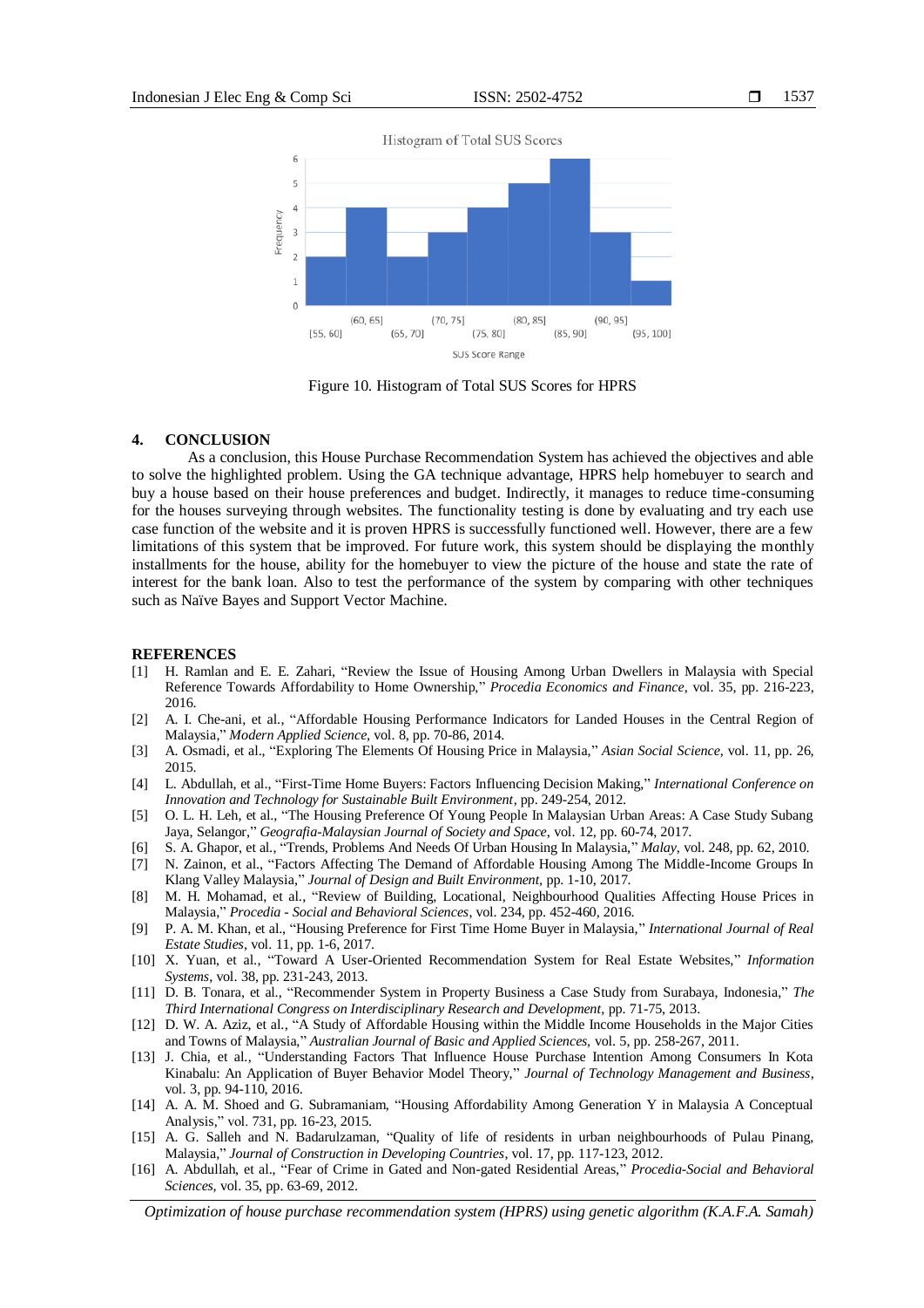Figure 10. Histogram of Total SUS Scores for HPRS

## 4. CONCLUSION

As a conclusion, this House Purchase Recommendation System has achieved the objectives and able to solve the highlighted problem. Using the GA technique advantage, HPRS help homebuyer to search and buy a house based on their house preferences and budget. Indirectly, it manages to reduce time-consuming for the houses surveying through websites. The functionality testing is done by evaluating and try each use case function of the website and it is proven HPRS is successfully functioned well. However, there are a few limitations of this system that be improved. For future work, this system should be displaying the monthly installments for the house, ability for the homebuyer to view the picture of the house and state the rate of interest for the bank loan. Also to test the performance of the system by comparing with other techniques such as Naïve Bayes and Support Vector Machine.

## REFERENCES

[1] H. Ramlan and E. E. Zahari, "Review the Issue of Housing Among Urban Dwellers in Malaysia with Special Reference Towards Affordability to Home Ownership," *Procedia Economics and Finance*, vol. 35, pp. 216-223, 2016.

[2] A. I. Che-ani, et al., "Affordable Housing Performance Indicators for Landed Houses in the Central Region of Malaysia," *Modern Applied Science*, vol. 8, pp. 70-86, 2014.

[3] A. Osmadi, et al., "Exploring The Elements Of Housing Price in Malaysia," *Asian Social Science*, vol. 11, pp. 26, 2015.

[4] L. Abdullah, et al., "First-Time Home Buyers: Factors Influencing Decision Making," *International Conference on Innovation and Technology for Sustainable Built Environment*, pp. 249-254, 2012.

[5] O. L. H. Leh, et al., "The Housing Preference Of Young People In Malaysian Urban Areas: A Case Study Subang Jaya, Selangor," *Geografia-Malaysian Journal of Society and Space*, vol. 12, pp. 60-74, 2017.

[6] S. A. Ghapor, et al., "Trends, Problems And Needs Of Urban Housing In Malaysia," *Malay*, vol. 248, pp. 62, 2010.

[7] N. Zainon, et al., "Factors Affecting The Demand of Affordable Housing Among The Middle-Income Groups In Klang Valley Malaysia," *Journal of Design and Built Environment*, pp. 1-10, 2017.

[8] M. H. Mohamad, et al., "Review of Building, Locational, Neighbourhood Qualities Affecting House Prices in Malaysia," *Procedia - Social and Behavioral Sciences*, vol. 234, pp. 452-460, 2016.

[9] P. A. M. Khan, et al., "Housing Preference for First Time Home Buyer in Malaysia," *International Journal of Real Estate Studies*, vol. 11, pp. 1-6, 2017.

[10] X. Yuan, et al., "Toward A User-Oriented Recommendation System for Real Estate Websites," *Information Systems*, vol. 38, pp. 231-243, 2013.

[11] D. B. Tonara, et al., "Recommender System in Property Business a Case Study from Surabaya, Indonesia," *The Third International Congress on Interdisciplinary Research and Development*, pp. 71-75, 2013.

[12] D. W. A. Aziz, et al., "A Study of Affordable Housing within the Middle Income Households in the Major Cities and Towns of Malaysia," *Australian Journal of Basic and Applied Sciences*, vol. 5, pp. 258-267, 2011.

[13] J. Chia, et al., "Understanding Factors That Influence House Purchase Intention Among Consumers In Kota Kinabalu: An Application of Buyer Behavior Model Theory," *Journal of Technology Management and Business*, vol. 3, pp. 94-110, 2016.

[14] A. A. M. Shoed and G. Subramaniam, "Housing Affordability Among Generation Y in Malaysia A Conceptual Analysis," vol. 731, pp. 16-23, 2015.

[15] A. G. Salleh and N. Badarulzaman, "Quality of life of residents in urban neighbourhoods of Pulau Pinang, Malaysia," *Journal of Construction in Developing Countries*, vol. 17, pp. 117-123, 2012.

[16] A. Abdullah, et al., "Fear of Crime in Gated and Non-gated Residential Areas," *Procedia-Social and Behavioral Sciences*, vol. 35, pp. 63-69, 2012.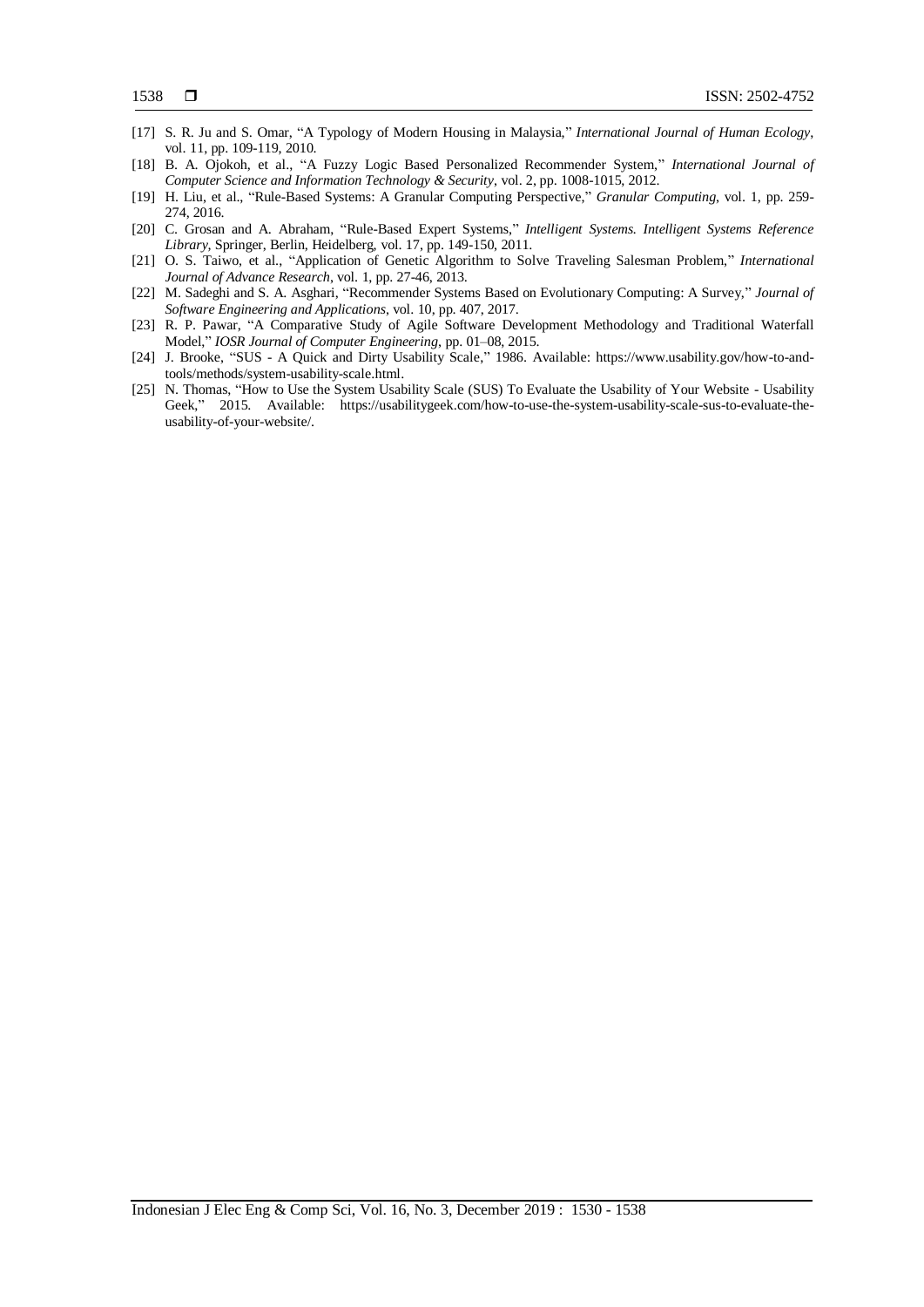[17] S. R. Ju and S. Omar, "A Typology of Modern Housing in Malaysia," *International Journal of Human Ecology*, vol. 11, pp. 109-119, 2010.

[18] B. A. Ojokoh, et al., "A Fuzzy Logic Based Personalized Recommender System," *International Journal of Computer Science and Information Technology & Security*, vol. 2, pp. 1008-1015, 2012.

[19] H. Liu, et al., "Rule-Based Systems: A Granular Computing Perspective," *Granular Computing*, vol. 1, pp. 259-274, 2016.

[20] C. Grosan and A. Abraham, "Rule-Based Expert Systems," *Intelligent Systems. Intelligent Systems Reference Library*, Springer, Berlin, Heidelberg, vol. 17, pp. 149-150, 2011.

[21] O. S. Taiwo, et al., "Application of Genetic Algorithm to Solve Traveling Salesman Problem," *International Journal of Advance Research*, vol. 1, pp. 27-46, 2013.

[22] M. Sadeghi and S. A. Asghari, "Recommender Systems Based on Evolutionary Computing: A Survey," *Journal of Software Engineering and Applications*, vol. 10, pp. 407, 2017.

[23] R. P. Pawar, "A Comparative Study of Agile Software Development Methodology and Traditional Waterfall Model," *IOSR Journal of Computer Engineering*, pp. 01–08, 2015.

[24] J. Brooke, "SUS - A Quick and Dirty Usability Scale," 1986. Available: https://www.usability.gov/how-to-and-tools/methods/system-usability-scale.html.

[25] N. Thomas, "How to Use the System Usability Scale (SUS) To Evaluate the Usability of Your Website - Usability Geek," 2015. Available: https://usabilitygeek.com/how-to-use-the-system-usability-scale-sus-to-evaluate-the-usability-of-your-website/.